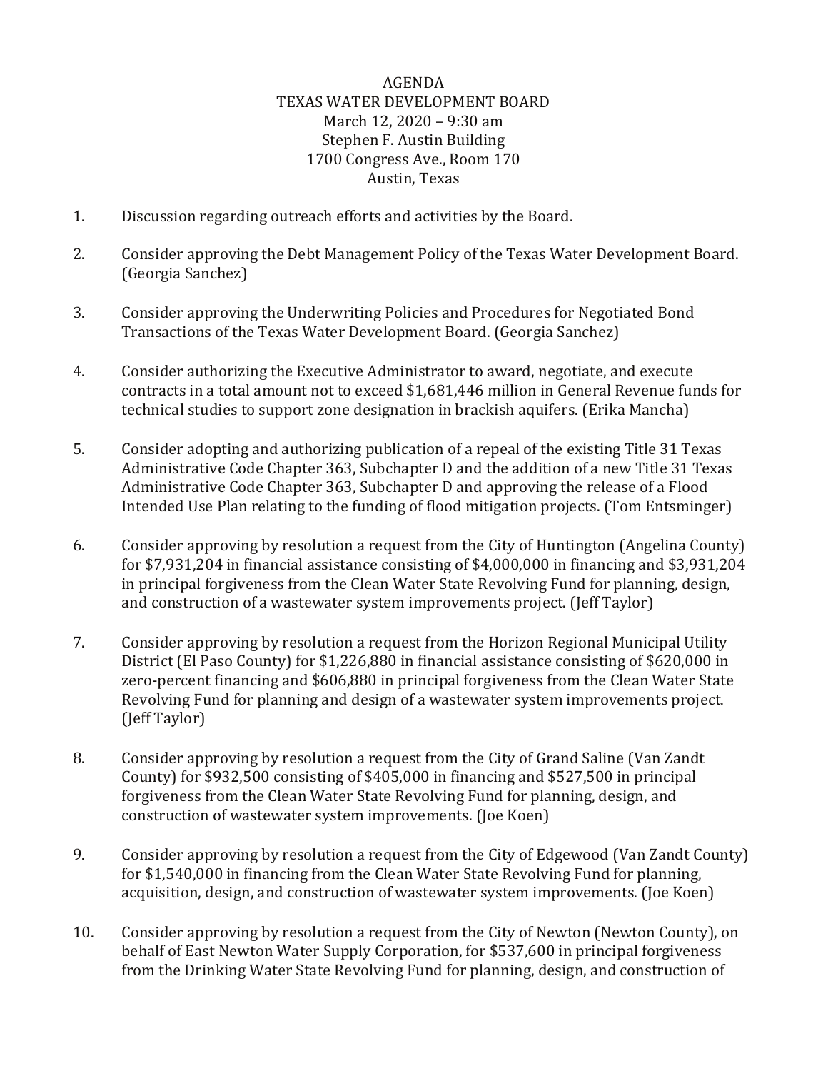# AGENDA
## TEXAS WATER DEVELOPMENT BOARD

March 12, 2020 – 9:30 am
Stephen F. Austin Building
1700 Congress Ave., Room 170
Austin, Texas

1. Discussion regarding outreach efforts and activities by the Board.

2. Consider approving the Debt Management Policy of the Texas Water Development Board. (Georgia Sanchez)

3. Consider approving the Underwriting Policies and Procedures for Negotiated Bond Transactions of the Texas Water Development Board. (Georgia Sanchez)

4. Consider authorizing the Executive Administrator to award, negotiate, and execute contracts in a total amount not to exceed $1,681,446 million in General Revenue funds for technical studies to support zone designation in brackish aquifers. (Erika Mancha)

5. Consider adopting and authorizing publication of a repeal of the existing Title 31 Texas Administrative Code Chapter 363, Subchapter D and the addition of a new Title 31 Texas Administrative Code Chapter 363, Subchapter D and approving the release of a Flood Intended Use Plan relating to the funding of flood mitigation projects. (Tom Entsminger)

6. Consider approving by resolution a request from the City of Huntington (Angelina County) for $7,931,204 in financial assistance consisting of $4,000,000 in financing and $3,931,204 in principal forgiveness from the Clean Water State Revolving Fund for planning, design, and construction of a wastewater system improvements project. (Jeff Taylor)

7. Consider approving by resolution a request from the Horizon Regional Municipal Utility District (El Paso County) for $1,226,880 in financial assistance consisting of $620,000 in zero-percent financing and $606,880 in principal forgiveness from the Clean Water State Revolving Fund for planning and design of a wastewater system improvements project. (Jeff Taylor)

8. Consider approving by resolution a request from the City of Grand Saline (Van Zandt County) for $932,500 consisting of $405,000 in financing and $527,500 in principal forgiveness from the Clean Water State Revolving Fund for planning, design, and construction of wastewater system improvements. (Joe Koen)

9. Consider approving by resolution a request from the City of Edgewood (Van Zandt County) for $1,540,000 in financing from the Clean Water State Revolving Fund for planning, acquisition, design, and construction of wastewater system improvements. (Joe Koen)

10. Consider approving by resolution a request from the City of Newton (Newton County), on behalf of East Newton Water Supply Corporation, for $537,600 in principal forgiveness from the Drinking Water State Revolving Fund for planning, design, and construction of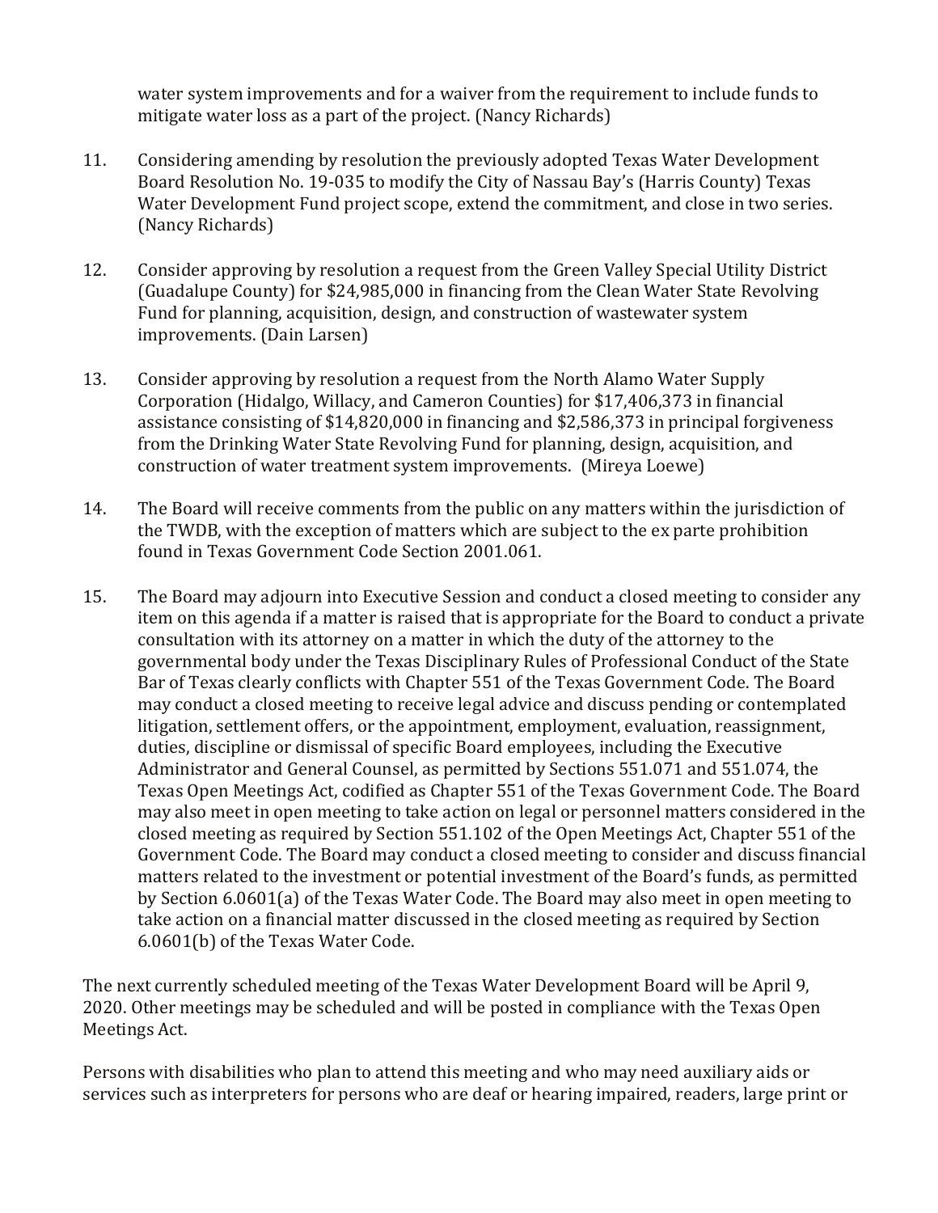water system improvements and for a waiver from the requirement to include funds to mitigate water loss as a part of the project. (Nancy Richards)

11. Considering amending by resolution the previously adopted Texas Water Development Board Resolution No. 19-035 to modify the City of Nassau Bay's (Harris County) Texas Water Development Fund project scope, extend the commitment, and close in two series. (Nancy Richards)

12. Consider approving by resolution a request from the Green Valley Special Utility District (Guadalupe County) for $24,985,000 in financing from the Clean Water State Revolving Fund for planning, acquisition, design, and construction of wastewater system improvements. (Dain Larsen)

13. Consider approving by resolution a request from the North Alamo Water Supply Corporation (Hidalgo, Willacy, and Cameron Counties) for $17,406,373 in financial assistance consisting of $14,820,000 in financing and $2,586,373 in principal forgiveness from the Drinking Water State Revolving Fund for planning, design, acquisition, and construction of water treatment system improvements. (Mireya Loewe)

14. The Board will receive comments from the public on any matters within the jurisdiction of the TWDB, with the exception of matters which are subject to the ex parte prohibition found in Texas Government Code Section 2001.061.

15. The Board may adjourn into Executive Session and conduct a closed meeting to consider any item on this agenda if a matter is raised that is appropriate for the Board to conduct a private consultation with its attorney on a matter in which the duty of the attorney to the governmental body under the Texas Disciplinary Rules of Professional Conduct of the State Bar of Texas clearly conflicts with Chapter 551 of the Texas Government Code. The Board may conduct a closed meeting to receive legal advice and discuss pending or contemplated litigation, settlement offers, or the appointment, employment, evaluation, reassignment, duties, discipline or dismissal of specific Board employees, including the Executive Administrator and General Counsel, as permitted by Sections 551.071 and 551.074, the Texas Open Meetings Act, codified as Chapter 551 of the Texas Government Code. The Board may also meet in open meeting to take action on legal or personnel matters considered in the closed meeting as required by Section 551.102 of the Open Meetings Act, Chapter 551 of the Government Code. The Board may conduct a closed meeting to consider and discuss financial matters related to the investment or potential investment of the Board's funds, as permitted by Section 6.0601(a) of the Texas Water Code. The Board may also meet in open meeting to take action on a financial matter discussed in the closed meeting as required by Section 6.0601(b) of the Texas Water Code.

The next currently scheduled meeting of the Texas Water Development Board will be April 9, 2020. Other meetings may be scheduled and will be posted in compliance with the Texas Open Meetings Act.

Persons with disabilities who plan to attend this meeting and who may need auxiliary aids or services such as interpreters for persons who are deaf or hearing impaired, readers, large print or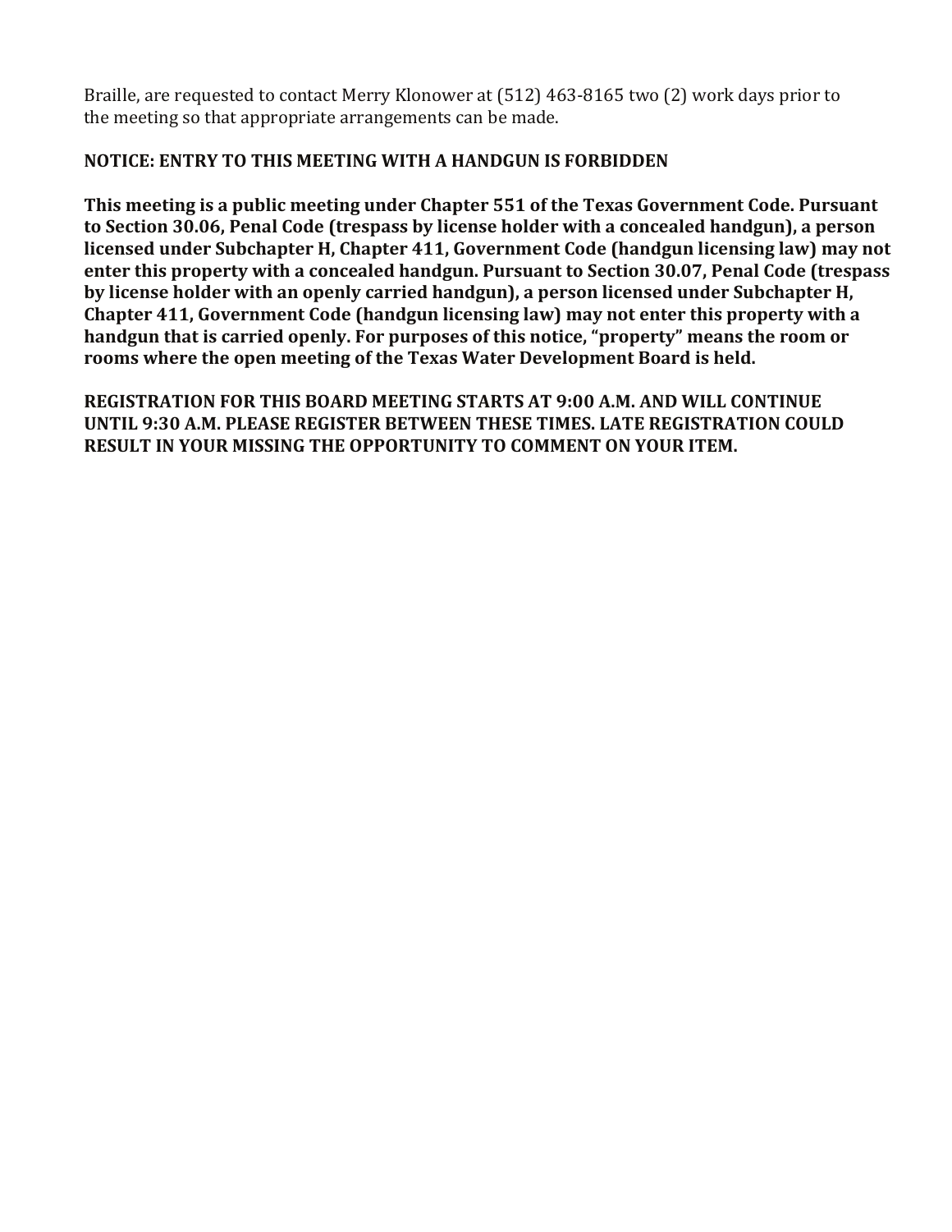Braille, are requested to contact Merry Klonower at (512) 463-8165 two (2) work days prior to the meeting so that appropriate arrangements can be made.

**NOTICE: ENTRY TO THIS MEETING WITH A HANDGUN IS FORBIDDEN**

**This meeting is a public meeting under Chapter 551 of the Texas Government Code. Pursuant to Section 30.06, Penal Code (trespass by license holder with a concealed handgun), a person licensed under Subchapter H, Chapter 411, Government Code (handgun licensing law) may not enter this property with a concealed handgun. Pursuant to Section 30.07, Penal Code (trespass by license holder with an openly carried handgun), a person licensed under Subchapter H, Chapter 411, Government Code (handgun licensing law) may not enter this property with a handgun that is carried openly. For purposes of this notice, "property" means the room or rooms where the open meeting of the Texas Water Development Board is held.**

**REGISTRATION FOR THIS BOARD MEETING STARTS AT 9:00 A.M. AND WILL CONTINUE UNTIL 9:30 A.M. PLEASE REGISTER BETWEEN THESE TIMES. LATE REGISTRATION COULD RESULT IN YOUR MISSING THE OPPORTUNITY TO COMMENT ON YOUR ITEM.**